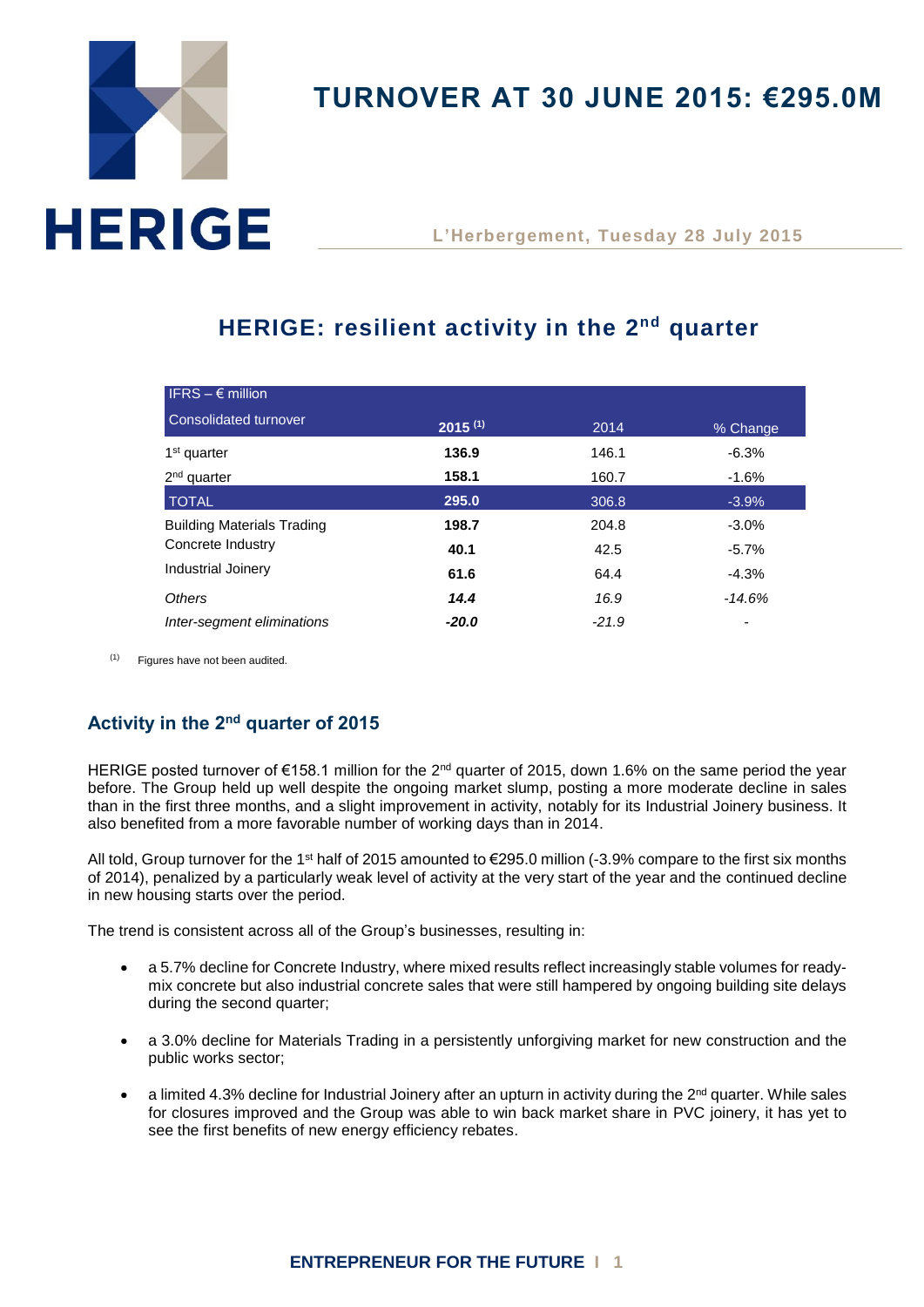HERIGE

# TURNOVER AT 30 JUNE 2015: €295.0M

**L'Herbergement, Tuesday 28 July 2015**

## HERIGE: resilient activity in the 2nd quarter

| IFRS – € million Consolidated turnover | 2015 (1) | 2014 | % Change |
|---|---|---|---|
| 1st quarter | **136.9** | 146.1 | -6.3% |
| 2nd quarter | **158.1** | 160.7 | -1.6% |
| TOTAL | **295.0** | 306.8 | -3.9% |
| Building Materials Trading | **198.7** | 204.8 | -3.0% |
| Concrete Industry | **40.1** | 42.5 | -5.7% |
| Industrial Joinery | **61.6** | 64.4 | -4.3% |
| *Others* | ***14.4*** | *16.9* | *-14.6%* |
| *Inter-segment eliminations* | ***-20.0*** | *-21.9* | - |

(1) Figures have not been audited.

### Activity in the 2nd quarter of 2015

HERIGE posted turnover of €158.1 million for the 2nd quarter of 2015, down 1.6% on the same period the year before. The Group held up well despite the ongoing market slump, posting a more moderate decline in sales than in the first three months, and a slight improvement in activity, notably for its Industrial Joinery business. It also benefited from a more favorable number of working days than in 2014.

All told, Group turnover for the 1st half of 2015 amounted to €295.0 million (-3.9% compare to the first six months of 2014), penalized by a particularly weak level of activity at the very start of the year and the continued decline in new housing starts over the period.

The trend is consistent across all of the Group's businesses, resulting in:

- a 5.7% decline for Concrete Industry, where mixed results reflect increasingly stable volumes for ready-mix concrete but also industrial concrete sales that were still hampered by ongoing building site delays during the second quarter;
- a 3.0% decline for Materials Trading in a persistently unforgiving market for new construction and the public works sector;
- a limited 4.3% decline for Industrial Joinery after an upturn in activity during the 2nd quarter. While sales for closures improved and the Group was able to win back market share in PVC joinery, it has yet to see the first benefits of new energy efficiency rebates.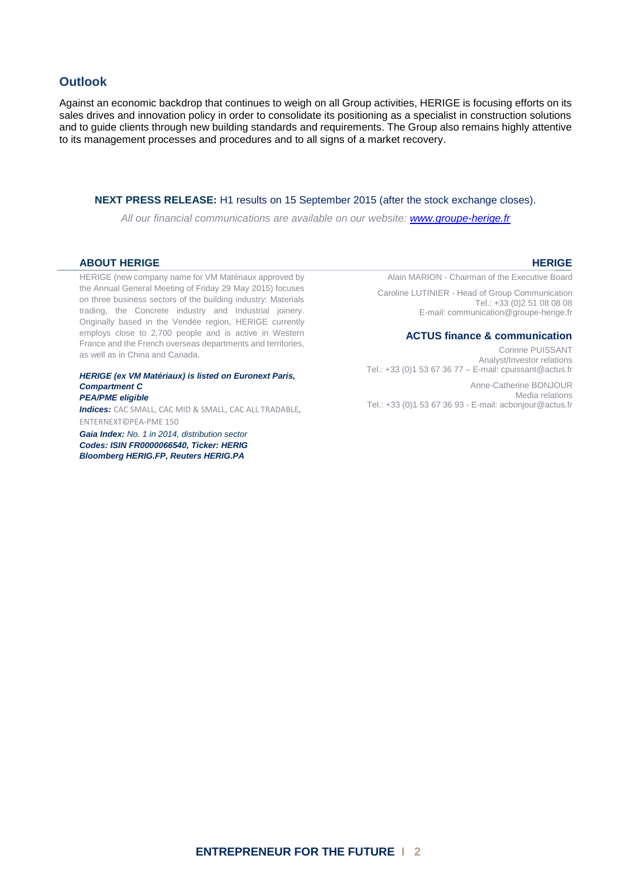## Outlook

Against an economic backdrop that continues to weigh on all Group activities, HERIGE is focusing efforts on its sales drives and innovation policy in order to consolidate its positioning as a specialist in construction solutions and to guide clients through new building standards and requirements. The Group also remains highly attentive to its management processes and procedures and to all signs of a market recovery.

**NEXT PRESS RELEASE:** H1 results on 15 September 2015 (after the stock exchange closes).

*All our financial communications are available on our website: [www.groupe-herige.fr](www.groupe-herige.fr)*

### ABOUT HERIGE

HERIGE (new company name for VM Matériaux approved by the Annual General Meeting of Friday 29 May 2015) focuses on three business sectors of the building industry: Materials trading, the Concrete industry and Industrial joinery. Originally based in the Vendée region, HERIGE currently employs close to 2,700 people and is active in Western France and the French overseas departments and territories, as well as in China and Canada.

***HERIGE (ex VM Matériaux) is listed on Euronext Paris, Compartment C***
***PEA/PME eligible***
***Indices:*** CAC SMALL, CAC MID & SMALL, CAC ALL TRADABLE, ENTERNEXT©PEA-PME 150
***Gaia Index:*** *No. 1 in 2014, distribution sector*
***Codes: ISIN FR0000066540, Ticker: HERIG***
***Bloomberg HERIG.FP, Reuters HERIG.PA***

### HERIGE

Alain MARION - Chairman of the Executive Board

Caroline LUTINIER - Head of Group Communication
Tel.: +33 (0)2 51 08 08 08
E-mail: communication@groupe-herige.fr

### ACTUS finance & communication

Corinne PUISSANT
Analyst/Investor relations
Tel.: +33 (0)1 53 67 36 77 – E-mail: cpuissant@actus.fr

Anne-Catherine BONJOUR
Media relations
Tel.: +33 (0)1 53 67 36 93 - E-mail: acbonjour@actus.fr